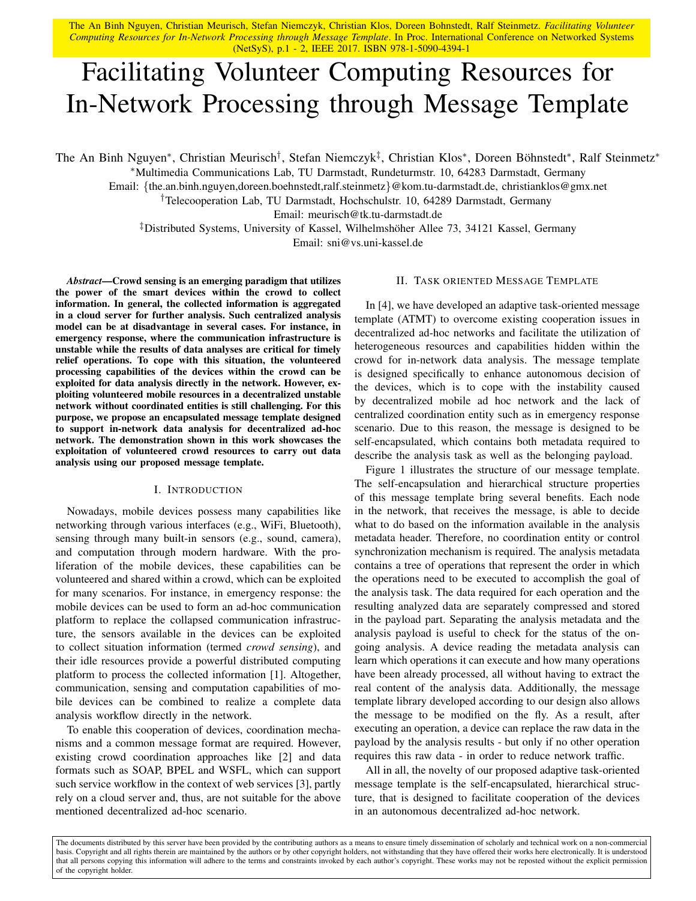The An Binh Nguyen, Christian Meurisch, Stefan Niemczyk, Christian Klos, Doreen Bohnstedt, Ralf Steinmetz. *Facilitating Volunteer Computing Resources for In-Network Processing through Message Template*. In Proc. International Conference on Networked Systems (NetSyS), p.1 - 2, IEEE 2017. ISBN 978-1-5090-4394-1

# Facilitating Volunteer Computing Resources for In-Network Processing through Message Template

The An Binh Nguyen[*], Christian Meurisch[†], Stefan Niemczyk[‡], Christian Klos[*], Doreen Böhnstedt[*], Ralf Steinmetz[*]

[*]Multimedia Communications Lab, TU Darmstadt, Rundeturmstr. 10, 64283 Darmstadt, Germany
Email: {the.an.binh.nguyen,doreen.boehnstedt,ralf.steinmetz}@kom.tu-darmstadt.de, christianklos@gmx.net

[†]Telecooperation Lab, TU Darmstadt, Hochschulstr. 10, 64289 Darmstadt, Germany
Email: meurisch@tk.tu-darmstadt.de

[‡]Distributed Systems, University of Kassel, Wilhelmshöher Allee 73, 34121 Kassel, Germany
Email: sni@vs.uni-kassel.de

***Abstract*—Crowd sensing is an emerging paradigm that utilizes the power of the smart devices within the crowd to collect information. In general, the collected information is aggregated in a cloud server for further analysis. Such centralized analysis model can be at disadvantage in several cases. For instance, in emergency response, where the communication infrastructure is unstable while the results of data analyses are critical for timely relief operations. To cope with this situation, the volunteered processing capabilities of the devices within the crowd can be exploited for data analysis directly in the network. However, exploiting volunteered mobile resources in a decentralized unstable network without coordinated entities is still challenging. For this purpose, we propose an encapsulated message template designed to support in-network data analysis for decentralized ad-hoc network. The demonstration shown in this work showcases the exploitation of volunteered crowd resources to carry out data analysis using our proposed message template.**

## I. Introduction

Nowadays, mobile devices possess many capabilities like networking through various interfaces (e.g., WiFi, Bluetooth), sensing through many built-in sensors (e.g., sound, camera), and computation through modern hardware. With the proliferation of the mobile devices, these capabilities can be volunteered and shared within a crowd, which can be exploited for many scenarios. For instance, in emergency response: the mobile devices can be used to form an ad-hoc communication platform to replace the collapsed communication infrastructure, the sensors available in the devices can be exploited to collect situation information (termed *crowd sensing*), and their idle resources provide a powerful distributed computing platform to process the collected information [1]. Altogether, communication, sensing and computation capabilities of mobile devices can be combined to realize a complete data analysis workflow directly in the network.

To enable this cooperation of devices, coordination mechanisms and a common message format are required. However, existing crowd coordination approaches like [2] and data formats such as SOAP, BPEL and WSFL, which can support such service workflow in the context of web services [3], partly rely on a cloud server and, thus, are not suitable for the above mentioned decentralized ad-hoc scenario.

## II. Task oriented Message Template

In [4], we have developed an adaptive task-oriented message template (ATMT) to overcome existing cooperation issues in decentralized ad-hoc networks and facilitate the utilization of heterogeneous resources and capabilities hidden within the crowd for in-network data analysis. The message template is designed specifically to enhance autonomous decision of the devices, which is to cope with the instability caused by decentralized mobile ad hoc network and the lack of centralized coordination entity such as in emergency response scenario. Due to this reason, the message is designed to be self-encapsulated, which contains both metadata required to describe the analysis task as well as the belonging payload.

Figure 1 illustrates the structure of our message template. The self-encapsulation and hierarchical structure properties of this message template bring several benefits. Each node in the network, that receives the message, is able to decide what to do based on the information available in the analysis metadata header. Therefore, no coordination entity or control synchronization mechanism is required. The analysis metadata contains a tree of operations that represent the order in which the operations need to be executed to accomplish the goal of the analysis task. The data required for each operation and the resulting analyzed data are separately compressed and stored in the payload part. Separating the analysis metadata and the analysis payload is useful to check for the status of the ongoing analysis. A device reading the metadata analysis can learn which operations it can execute and how many operations have been already processed, all without having to extract the real content of the analysis data. Additionally, the message template library developed according to our design also allows the message to be modified on the fly. As a result, after executing an operation, a device can replace the raw data in the payload by the analysis results - but only if no other operation requires this raw data - in order to reduce network traffic.

All in all, the novelty of our proposed adaptive task-oriented message template is the self-encapsulated, hierarchical structure, that is designed to facilitate cooperation of the devices in an autonomous decentralized ad-hoc network.

The documents distributed by this server have been provided by the contributing authors as a means to ensure timely dissemination of scholarly and technical work on a non-commercial basis. Copyright and all rights therein are maintained by the authors or by other copyright holders, not withstanding that they have offered their works here electronically. It is understood that all persons copying this information will adhere to the terms and constraints invoked by each author's copyright. These works may not be reposted without the explicit permission of the copyright holder.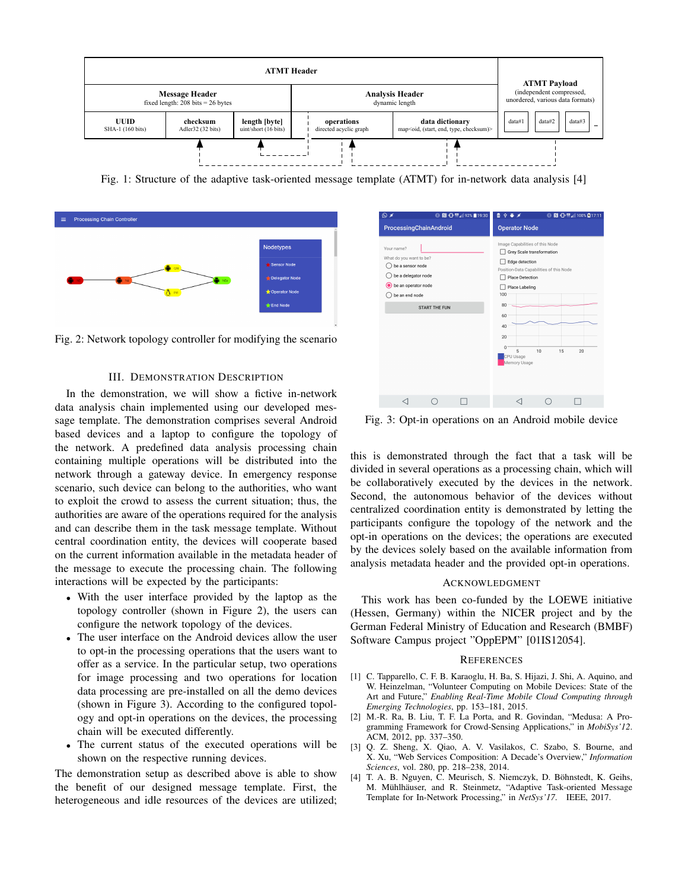ATMT Header

Message Header
fixed length: 208 bits = 26 bytes

Analysis Header
dynamic length

ATMT Payload
(independent compressed, unordered, various data formats)

UUID
SHA-1 (160 bits)

checksum
Adler32 (32 bits)

length [byte]
uint/short (16 bits)

operations
directed acyclic graph

data dictionary
map<oid, (start, end, type, checksum)>

data#1 data#2 data#3 ..

Fig. 1: Structure of the adaptive task-oriented message template (ATMT) for in-network data analysis [4]

Processing Chain Controller

Nodetypes
Sensor Node
Delegator Node
Operator Node
End Node

Fig. 2: Network topology controller for modifying the scenario

ProcessingChainAndroid

Your name?
What do you want to be?
be a sensor node
be a delegator node
be an operator node
be an end node
START THE FUN

Operator Node

Image Capabilities of this Node
Grey Scale transformation
Edge detection
Position-Data Capabilities of this Node
Place Detection
Place Labeling

100
80
60
40
20
0
5 10 15 20
CPU Usage
Memory Usage

Fig. 3: Opt-in operations on an Android mobile device

## III. Demonstration Description

In the demonstration, we will show a fictive in-network data analysis chain implemented using our developed message template. The demonstration comprises several Android based devices and a laptop to configure the topology of the network. A predefined data analysis processing chain containing multiple operations will be distributed into the network through a gateway device. In emergency response scenario, such device can belong to the authorities, who want to exploit the crowd to assess the current situation; thus, the authorities are aware of the operations required for the analysis and can describe them in the task message template. Without central coordination entity, the devices will cooperate based on the current information available in the metadata header of the message to execute the processing chain. The following interactions will be expected by the participants:

- With the user interface provided by the laptop as the topology controller (shown in Figure 2), the users can configure the network topology of the devices.
- The user interface on the Android devices allow the user to opt-in the processing operations that the users want to offer as a service. In the particular setup, two operations for image processing and two operations for location data processing are pre-installed on all the demo devices (shown in Figure 3). According to the configured topology and opt-in operations on the devices, the processing chain will be executed differently.
- The current status of the executed operations will be shown on the respective running devices.

The demonstration setup as described above is able to show the benefit of our designed message template. First, the heterogeneous and idle resources of the devices are utilized; this is demonstrated through the fact that a task will be divided in several operations as a processing chain, which will be collaboratively executed by the devices in the network. Second, the autonomous behavior of the devices without centralized coordination entity is demonstrated by letting the participants configure the topology of the network and the opt-in operations on the devices; the operations are executed by the devices solely based on the available information from analysis metadata header and the provided opt-in operations.

## Acknowledgment

This work has been co-funded by the LOEWE initiative (Hessen, Germany) within the NICER project and by the German Federal Ministry of Education and Research (BMBF) Software Campus project "OppEPM" [01IS12054].

## References

[1] C. Tapparello, C. F. B. Karaoglu, H. Ba, S. Hijazi, J. Shi, A. Aquino, and W. Heinzelman, "Volunteer Computing on Mobile Devices: State of the Art and Future," *Enabling Real-Time Mobile Cloud Computing through Emerging Technologies*, pp. 153–181, 2015.

[2] M.-R. Ra, B. Liu, T. F. La Porta, and R. Govindan, "Medusa: A Programming Framework for Crowd-Sensing Applications," in *MobiSys'12*. ACM, 2012, pp. 337–350.

[3] Q. Z. Sheng, X. Qiao, A. V. Vasilakos, C. Szabo, S. Bourne, and X. Xu, "Web Services Composition: A Decade's Overview," *Information Sciences*, vol. 280, pp. 218–238, 2014.

[4] T. A. B. Nguyen, C. Meurisch, S. Niemczyk, D. Böhnstedt, K. Geihs, M. Mühlhäuser, and R. Steinmetz, "Adaptive Task-oriented Message Template for In-Network Processing," in *NetSys'17*. IEEE, 2017.